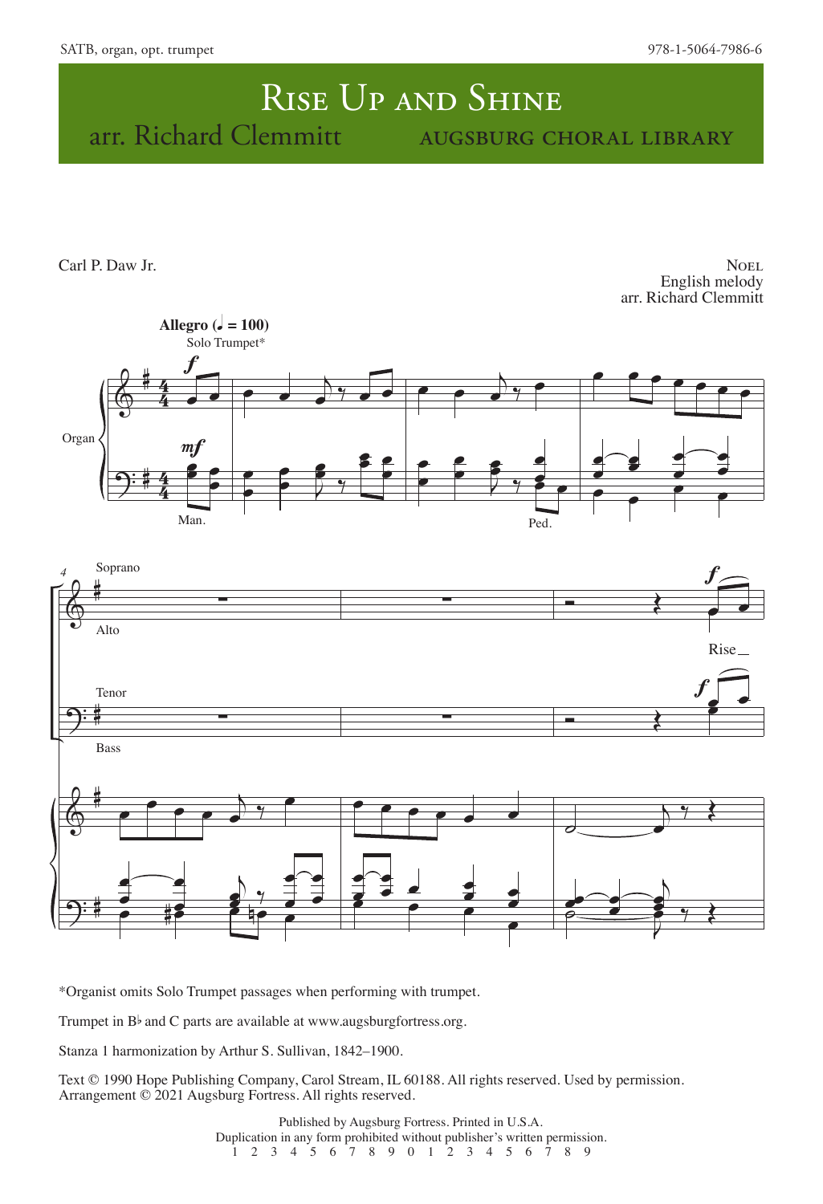SATB, organ, opt. trumpet

978-1-5064-7986-6

# Rise Up and Shine

arr. Richard Clemmitt — Augsburg Choral Library

Carl P. Daw Jr.

Noel
English melody
arr. Richard Clemmitt

**Allegro (♩ = 100)**

Solo Trumpet*

*f*

Organ

*mf*

Man.

Ped.

4

Soprano

Alto

*f*

Rise

Tenor

*f*

Bass

\*Organist omits Solo Trumpet passages when performing with trumpet.

Trumpet in B♭ and C parts are available at www.augsburgfortress.org.

Stanza 1 harmonization by Arthur S. Sullivan, 1842–1900.

Text © 1990 Hope Publishing Company, Carol Stream, IL 60188. All rights reserved. Used by permission.
Arrangement © 2021 Augsburg Fortress. All rights reserved.

Published by Augsburg Fortress. Printed in U.S.A.
Duplication in any form prohibited without publisher's written permission.
1 2 3 4 5 6 7 8 9 0 1 2 3 4 5 6 7 8 9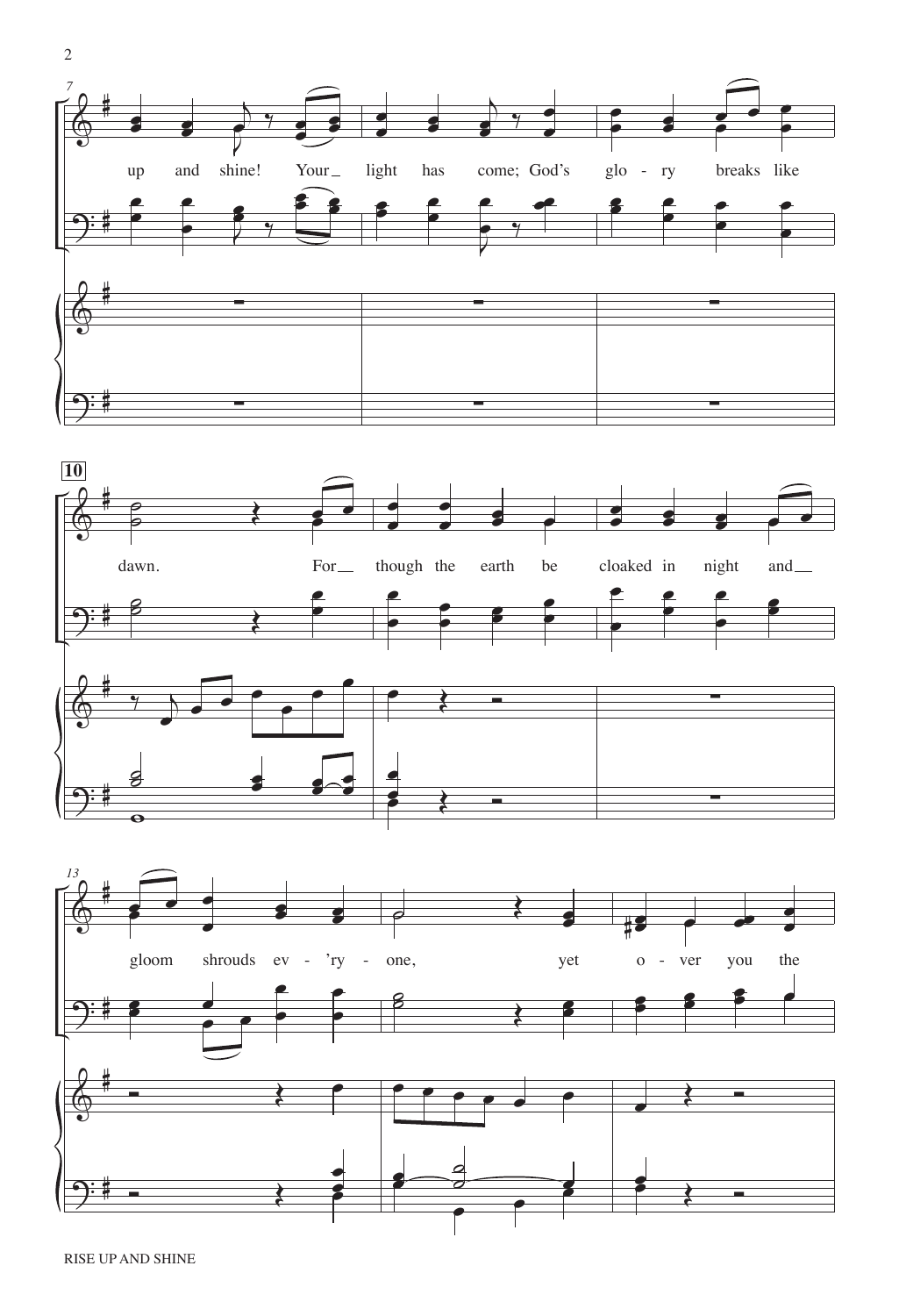7

up and shine! Your_ light has come; God's glo - ry breaks like

10

dawn. For_ though the earth be cloaked in night and_

13

gloom shrouds ev - 'ry - one, yet o - ver you the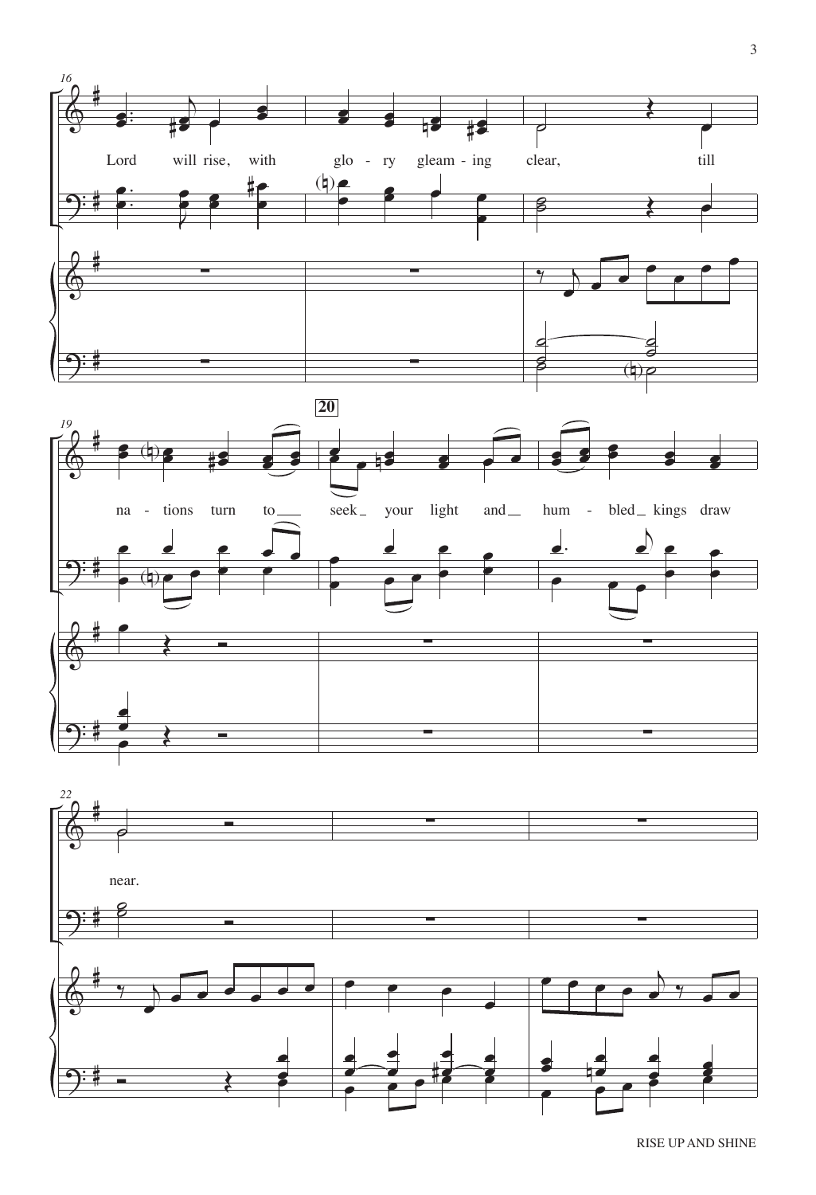Lord will rise, with glo - ry gleam - ing clear, till

na - tions turn to ___ seek ___ your light and ___ hum - bled ___ kings draw

near.